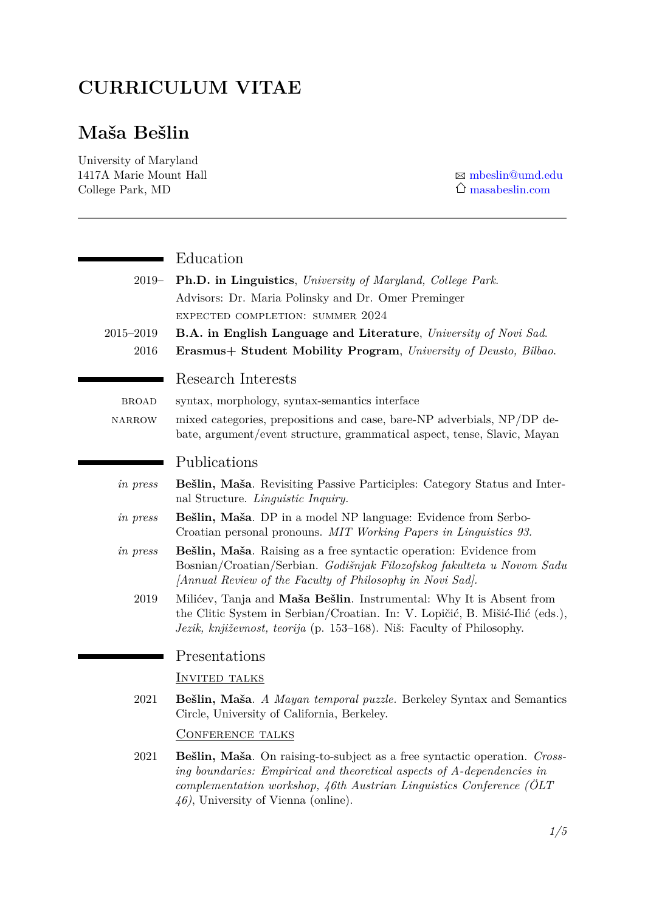# CURRICULUM VITAE

## Maša Bešlin

University of Maryland
1417A Marie Mount Hall
College Park, MD

✉ mbeslin@umd.edu
⌂ masabeslin.com

---

## Education

2019– **Ph.D. in Linguistics**, *University of Maryland, College Park.*
Advisors: Dr. Maria Polinsky and Dr. Omer Preminger
EXPECTED COMPLETION: SUMMER 2024

2015–2019 **B.A. in English Language and Literature**, *University of Novi Sad.*

2016 **Erasmus+ Student Mobility Program**, *University of Deusto, Bilbao.*

## Research Interests

BROAD syntax, morphology, syntax-semantics interface

NARROW mixed categories, prepositions and case, bare-NP adverbials, NP/DP debate, argument/event structure, grammatical aspect, tense, Slavic, Mayan

## Publications

*in press* **Bešlin, Maša**. Revisiting Passive Participles: Category Status and Internal Structure. *Linguistic Inquiry.*

*in press* **Bešlin, Maša**. DP in a model NP language: Evidence from Serbo-Croatian personal pronouns. *MIT Working Papers in Linguistics 93.*

*in press* **Bešlin, Maša**. Raising as a free syntactic operation: Evidence from Bosnian/Croatian/Serbian. *Godišnjak Filozofskog fakulteta u Novom Sadu [Annual Review of the Faculty of Philosophy in Novi Sad].*

2019 Milićev, Tanja and **Maša Bešlin**. Instrumental: Why It is Absent from the Clitic System in Serbian/Croatian. In: V. Lopičić, B. Mišić-Ilić (eds.), *Jezik, književnost, teorija* (p. 153–168). Niš: Faculty of Philosophy.

## Presentations

### Invited talks

2021 **Bešlin, Maša**. *A Mayan temporal puzzle.* Berkeley Syntax and Semantics Circle, University of California, Berkeley.

### Conference talks

2021 **Bešlin, Maša**. On raising-to-subject as a free syntactic operation. *Crossing boundaries: Empirical and theoretical aspects of A-dependencies in complementation workshop, 46th Austrian Linguistics Conference (ÖLT 46)*, University of Vienna (online).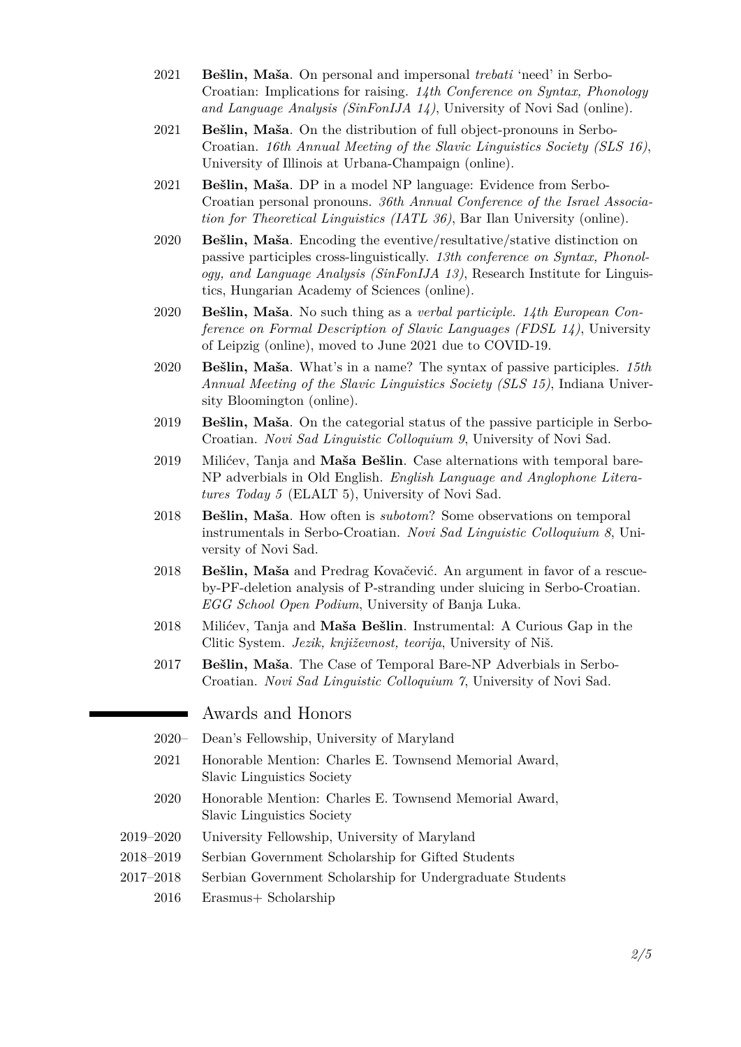2021 **Bešlin, Maša**. On personal and impersonal *trebati* 'need' in Serbo-Croatian: Implications for raising. *14th Conference on Syntax, Phonology and Language Analysis (SinFonIJA 14)*, University of Novi Sad (online).

2021 **Bešlin, Maša**. On the distribution of full object-pronouns in Serbo-Croatian. *16th Annual Meeting of the Slavic Linguistics Society (SLS 16)*, University of Illinois at Urbana-Champaign (online).

2021 **Bešlin, Maša**. DP in a model NP language: Evidence from Serbo-Croatian personal pronouns. *36th Annual Conference of the Israel Association for Theoretical Linguistics (IATL 36)*, Bar Ilan University (online).

2020 **Bešlin, Maša**. Encoding the eventive/resultative/stative distinction on passive participles cross-linguistically. *13th conference on Syntax, Phonology, and Language Analysis (SinFonIJA 13)*, Research Institute for Linguistics, Hungarian Academy of Sciences (online).

2020 **Bešlin, Maša**. No such thing as a *verbal participle*. *14th European Conference on Formal Description of Slavic Languages (FDSL 14)*, University of Leipzig (online), moved to June 2021 due to COVID-19.

2020 **Bešlin, Maša**. What's in a name? The syntax of passive participles. *15th Annual Meeting of the Slavic Linguistics Society (SLS 15)*, Indiana University Bloomington (online).

2019 **Bešlin, Maša**. On the categorial status of the passive participle in Serbo-Croatian. *Novi Sad Linguistic Colloquium 9*, University of Novi Sad.

2019 Milićev, Tanja and **Maša Bešlin**. Case alternations with temporal bare-NP adverbials in Old English. *English Language and Anglophone Literatures Today 5* (ELALT 5), University of Novi Sad.

2018 **Bešlin, Maša**. How often is *subotom*? Some observations on temporal instrumentals in Serbo-Croatian. *Novi Sad Linguistic Colloquium 8*, University of Novi Sad.

2018 **Bešlin, Maša** and Predrag Kovačević. An argument in favor of a rescue-by-PF-deletion analysis of P-stranding under sluicing in Serbo-Croatian. *EGG School Open Podium*, University of Banja Luka.

2018 Milićev, Tanja and **Maša Bešlin**. Instrumental: A Curious Gap in the Clitic System. *Jezik, književnost, teorija*, University of Niš.

2017 **Bešlin, Maša**. The Case of Temporal Bare-NP Adverbials in Serbo-Croatian. *Novi Sad Linguistic Colloquium 7*, University of Novi Sad.

## Awards and Honors

2020– Dean's Fellowship, University of Maryland

2021 Honorable Mention: Charles E. Townsend Memorial Award, Slavic Linguistics Society

2020 Honorable Mention: Charles E. Townsend Memorial Award, Slavic Linguistics Society

2019–2020 University Fellowship, University of Maryland

2018–2019 Serbian Government Scholarship for Gifted Students

2017–2018 Serbian Government Scholarship for Undergraduate Students

2016 Erasmus+ Scholarship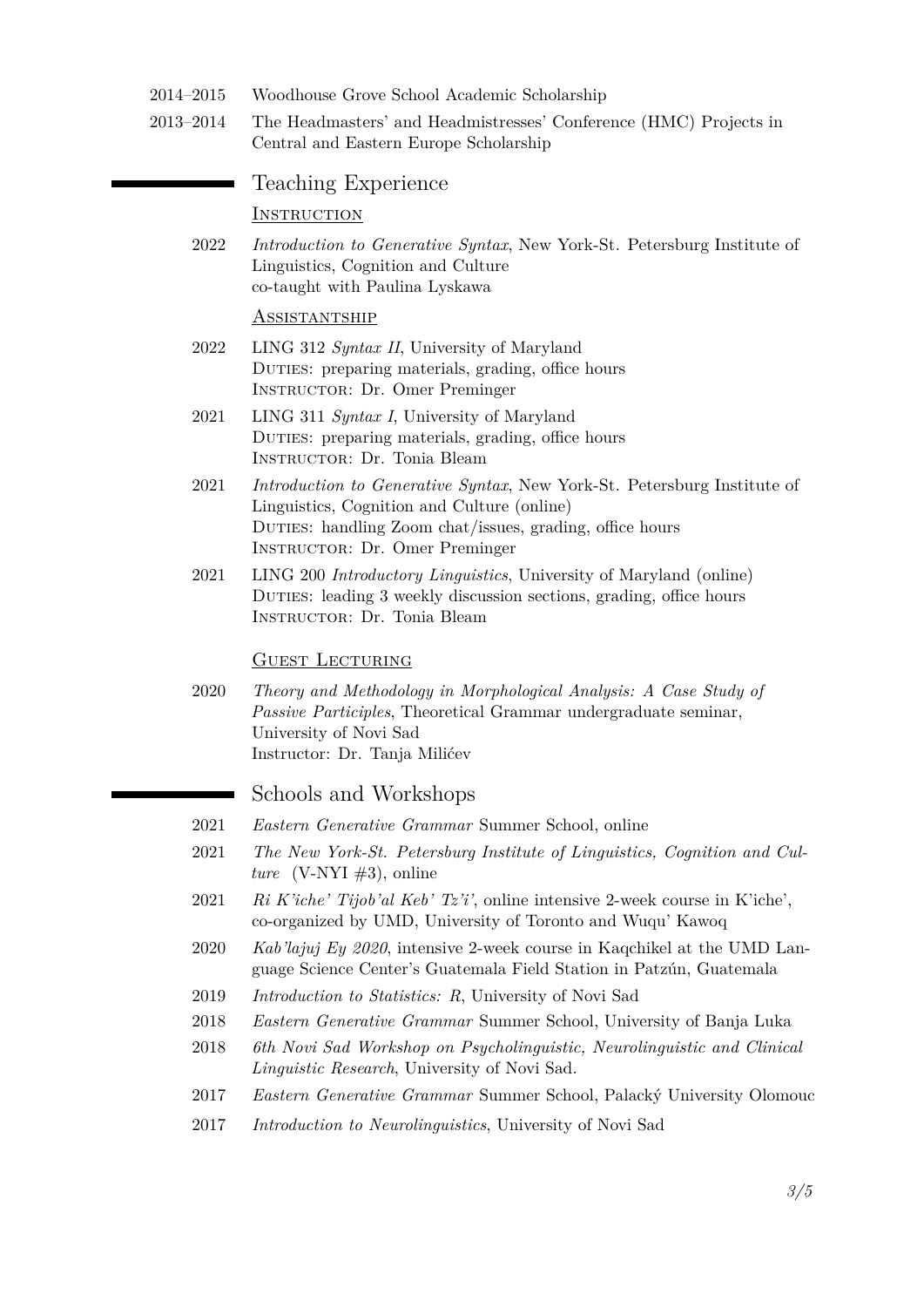2014–2015 Woodhouse Grove School Academic Scholarship

2013–2014 The Headmasters' and Headmistresses' Conference (HMC) Projects in Central and Eastern Europe Scholarship

## Teaching Experience

### Instruction

2022 *Introduction to Generative Syntax*, New York-St. Petersburg Institute of Linguistics, Cognition and Culture
co-taught with Paulina Lyskawa

### Assistantship

2022 LING 312 *Syntax II*, University of Maryland
Duties: preparing materials, grading, office hours
Instructor: Dr. Omer Preminger

2021 LING 311 *Syntax I*, University of Maryland
Duties: preparing materials, grading, office hours
Instructor: Dr. Tonia Bleam

2021 *Introduction to Generative Syntax*, New York-St. Petersburg Institute of Linguistics, Cognition and Culture (online)
Duties: handling Zoom chat/issues, grading, office hours
Instructor: Dr. Omer Preminger

2021 LING 200 *Introductory Linguistics*, University of Maryland (online)
Duties: leading 3 weekly discussion sections, grading, office hours
Instructor: Dr. Tonia Bleam

### Guest Lecturing

2020 *Theory and Methodology in Morphological Analysis: A Case Study of Passive Participles*, Theoretical Grammar undergraduate seminar, University of Novi Sad
Instructor: Dr. Tanja Milićev

## Schools and Workshops

2021 *Eastern Generative Grammar* Summer School, online

2021 *The New York-St. Petersburg Institute of Linguistics, Cognition and Culture* (V-NYI #3), online

2021 *Ri K'iche' Tijob'al Keb' Tz'i'*, online intensive 2-week course in K'iche', co-organized by UMD, University of Toronto and Wuqu' Kawoq

2020 *Kab'lajuj Ey 2020*, intensive 2-week course in Kaqchikel at the UMD Language Science Center's Guatemala Field Station in Patzún, Guatemala

2019 *Introduction to Statistics: R*, University of Novi Sad

2018 *Eastern Generative Grammar* Summer School, University of Banja Luka

2018 *6th Novi Sad Workshop on Psycholinguistic, Neurolinguistic and Clinical Linguistic Research*, University of Novi Sad.

2017 *Eastern Generative Grammar* Summer School, Palacký University Olomouc

2017 *Introduction to Neurolinguistics*, University of Novi Sad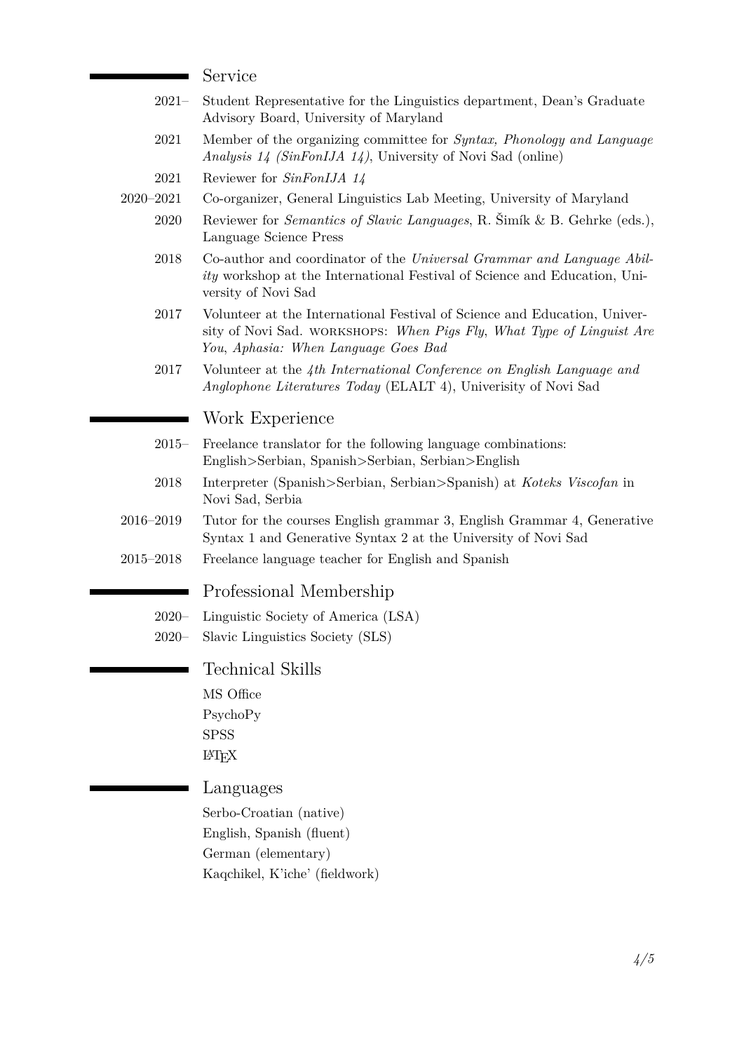## Service

- **2021–** Student Representative for the Linguistics department, Dean's Graduate Advisory Board, University of Maryland
- **2021** Member of the organizing committee for *Syntax, Phonology and Language Analysis 14 (SinFonIJA 14)*, University of Novi Sad (online)
- **2021** Reviewer for *SinFonIJA 14*
- **2020–2021** Co-organizer, General Linguistics Lab Meeting, University of Maryland
- **2020** Reviewer for *Semantics of Slavic Languages*, R. Šimík & B. Gehrke (eds.), Language Science Press
- **2018** Co-author and coordinator of the *Universal Grammar and Language Ability* workshop at the International Festival of Science and Education, University of Novi Sad
- **2017** Volunteer at the International Festival of Science and Education, University of Novi Sad. WORKSHOPS: *When Pigs Fly*, *What Type of Linguist Are You*, *Aphasia: When Language Goes Bad*
- **2017** Volunteer at the *4th International Conference on English Language and Anglophone Literatures Today* (ELALT 4), Univerisity of Novi Sad

## Work Experience

- **2015–** Freelance translator for the following language combinations: English>Serbian, Spanish>Serbian, Serbian>English
- **2018** Interpreter (Spanish>Serbian, Serbian>Spanish) at *Koteks Viscofan* in Novi Sad, Serbia
- **2016–2019** Tutor for the courses English grammar 3, English Grammar 4, Generative Syntax 1 and Generative Syntax 2 at the University of Novi Sad
- **2015–2018** Freelance language teacher for English and Spanish

## Professional Membership

- **2020–** Linguistic Society of America (LSA)
- **2020–** Slavic Linguistics Society (SLS)

## Technical Skills

MS Office
PsychoPy
SPSS
LaTeX

## Languages

Serbo-Croatian (native)
English, Spanish (fluent)
German (elementary)
Kaqchikel, K'iche' (fieldwork)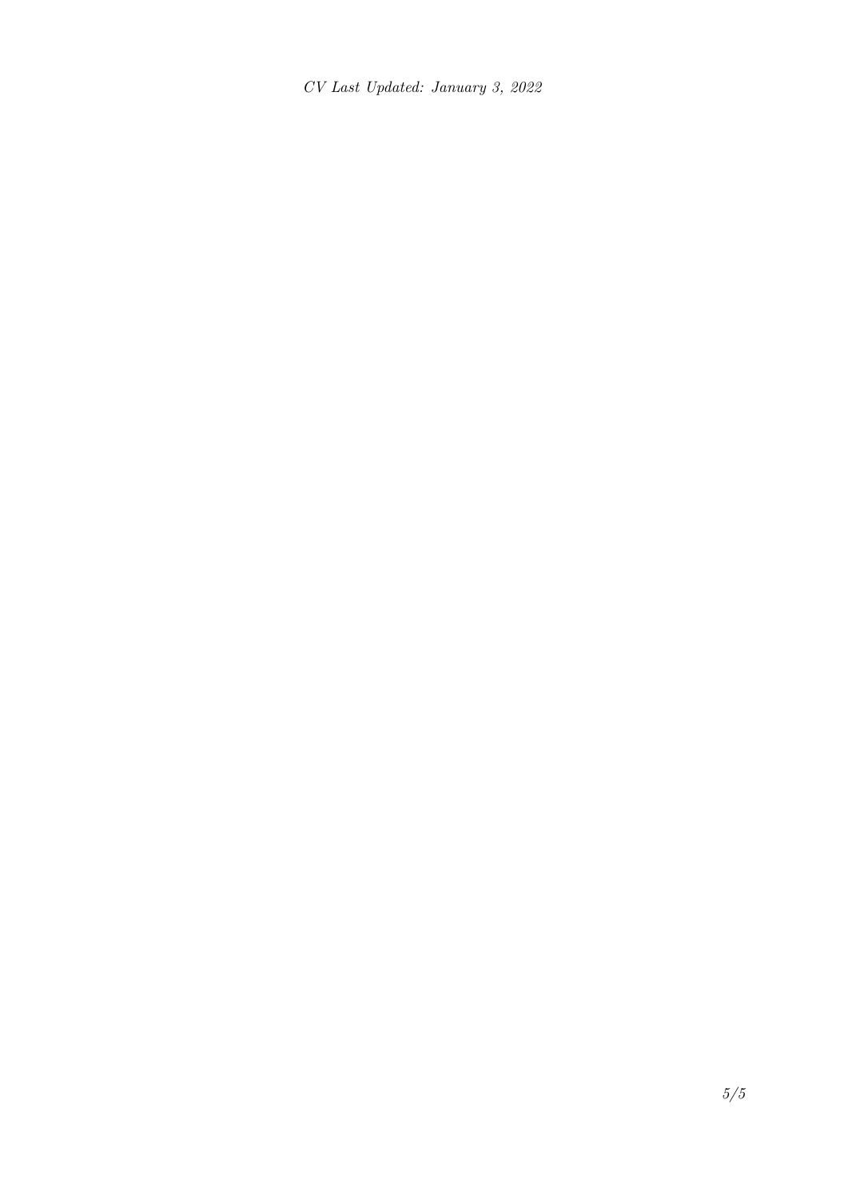*CV Last Updated: January 3, 2022*